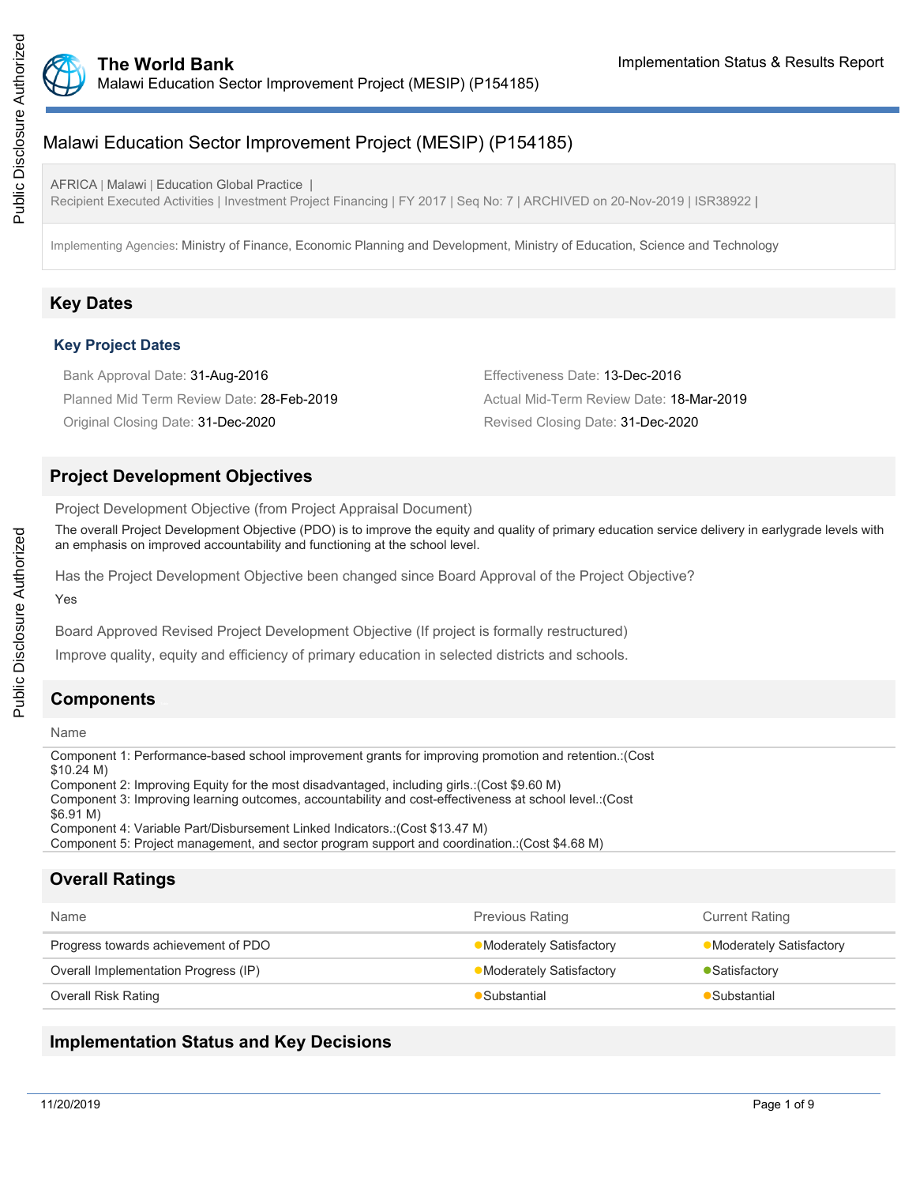# Malawi Education Sector Improvement Project (MESIP) (P154185)

AFRICA | Malawi | Education Global Practice |
Recipient Executed Activities | Investment Project Financing | FY 2017 | Seq No: 7 | ARCHIVED on 20-Nov-2019 | ISR38922 |

Implementing Agencies: Ministry of Finance, Economic Planning and Development, Ministry of Education, Science and Technology

## Key Dates

### Key Project Dates

Bank Approval Date: 31-Aug-2016

Effectiveness Date: 13-Dec-2016

Planned Mid Term Review Date: 28-Feb-2019

Actual Mid-Term Review Date: 18-Mar-2019

Original Closing Date: 31-Dec-2020

Revised Closing Date: 31-Dec-2020

## Project Development Objectives

Project Development Objective (from Project Appraisal Document)

The overall Project Development Objective (PDO) is to improve the equity and quality of primary education service delivery in earlygrade levels with an emphasis on improved accountability and functioning at the school level.

Has the Project Development Objective been changed since Board Approval of the Project Objective?

Yes

Board Approved Revised Project Development Objective (If project is formally restructured)

Improve quality, equity and efficiency of primary education in selected districts and schools.

## Components

| Name |
|---|
| Component 1: Performance-based school improvement grants for improving promotion and retention.:(Cost $10.24 M)<br>Component 2: Improving Equity for the most disadvantaged, including girls.:(Cost $9.60 M)<br>Component 3: Improving learning outcomes, accountability and cost-effectiveness at school level.:(Cost $6.91 M)<br>Component 4: Variable Part/Disbursement Linked Indicators.:(Cost $13.47 M)<br>Component 5: Project management, and sector program support and coordination.:(Cost $4.68 M) |

## Overall Ratings

| Name | Previous Rating | Current Rating |
|---|---|---|
| Progress towards achievement of PDO | Moderately Satisfactory | Moderately Satisfactory |
| Overall Implementation Progress (IP) | Moderately Satisfactory | Satisfactory |
| Overall Risk Rating | Substantial | Substantial |

## Implementation Status and Key Decisions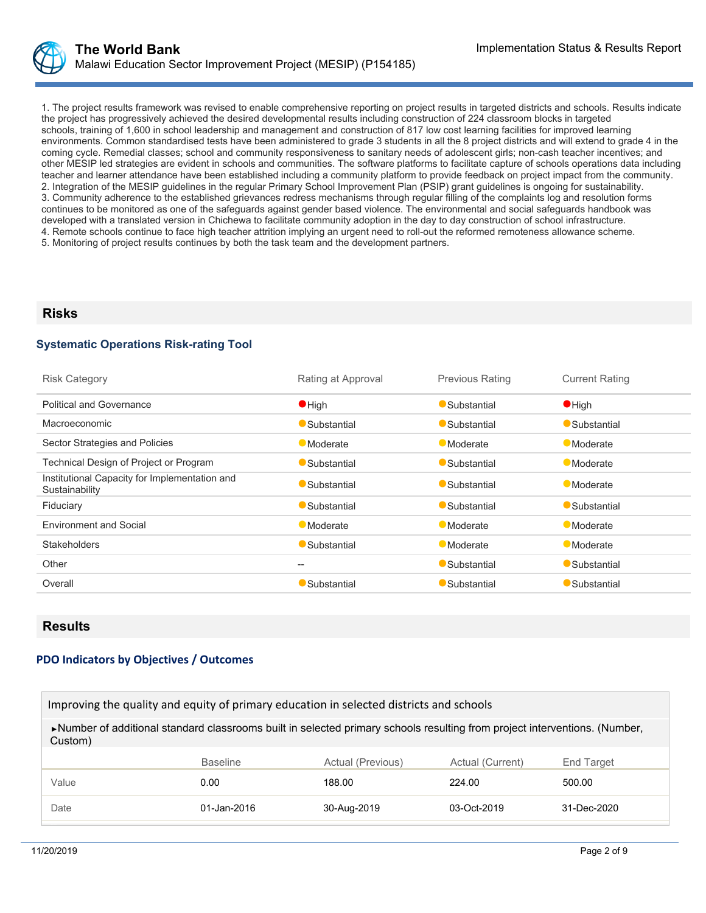1. The project results framework was revised to enable comprehensive reporting on project results in targeted districts and schools. Results indicate the project has progressively achieved the desired developmental results including construction of 224 classroom blocks in targeted schools, training of 1,600 in school leadership and management and construction of 817 low cost learning facilities for improved learning environments. Common standardised tests have been administered to grade 3 students in all the 8 project districts and will extend to grade 4 in the coming cycle. Remedial classes; school and community responsiveness to sanitary needs of adolescent girls; non-cash teacher incentives; and other MESIP led strategies are evident in schools and communities. The software platforms to facilitate capture of schools operations data including teacher and learner attendance have been established including a community platform to provide feedback on project impact from the community.
2. Integration of the MESIP guidelines in the regular Primary School Improvement Plan (PSIP) grant guidelines is ongoing for sustainability.
3. Community adherence to the established grievances redress mechanisms through regular filling of the complaints log and resolution forms continues to be monitored as one of the safeguards against gender based violence. The environmental and social safeguards handbook was developed with a translated version in Chichewa to facilitate community adoption in the day to day construction of school infrastructure.
4. Remote schools continue to face high teacher attrition implying an urgent need to roll-out the reformed remoteness allowance scheme.
5. Monitoring of project results continues by both the task team and the development partners.

## Risks

### Systematic Operations Risk-rating Tool

| Risk Category | Rating at Approval | Previous Rating | Current Rating |
|---|---|---|---|
| Political and Governance | High | Substantial | High |
| Macroeconomic | Substantial | Substantial | Substantial |
| Sector Strategies and Policies | Moderate | Moderate | Moderate |
| Technical Design of Project or Program | Substantial | Substantial | Moderate |
| Institutional Capacity for Implementation and Sustainability | Substantial | Substantial | Moderate |
| Fiduciary | Substantial | Substantial | Substantial |
| Environment and Social | Moderate | Moderate | Moderate |
| Stakeholders | Substantial | Moderate | Moderate |
| Other | -- | Substantial | Substantial |
| Overall | Substantial | Substantial | Substantial |

## Results

### PDO Indicators by Objectives / Outcomes

**Improving the quality and equity of primary education in selected districts and schools**

►Number of additional standard classrooms built in selected primary schools resulting from project interventions. (Number, Custom)

| | Baseline | Actual (Previous) | Actual (Current) | End Target |
|---|---|---|---|---|
| Value | 0.00 | 188.00 | 224.00 | 500.00 |
| Date | 01-Jan-2016 | 30-Aug-2019 | 03-Oct-2019 | 31-Dec-2020 |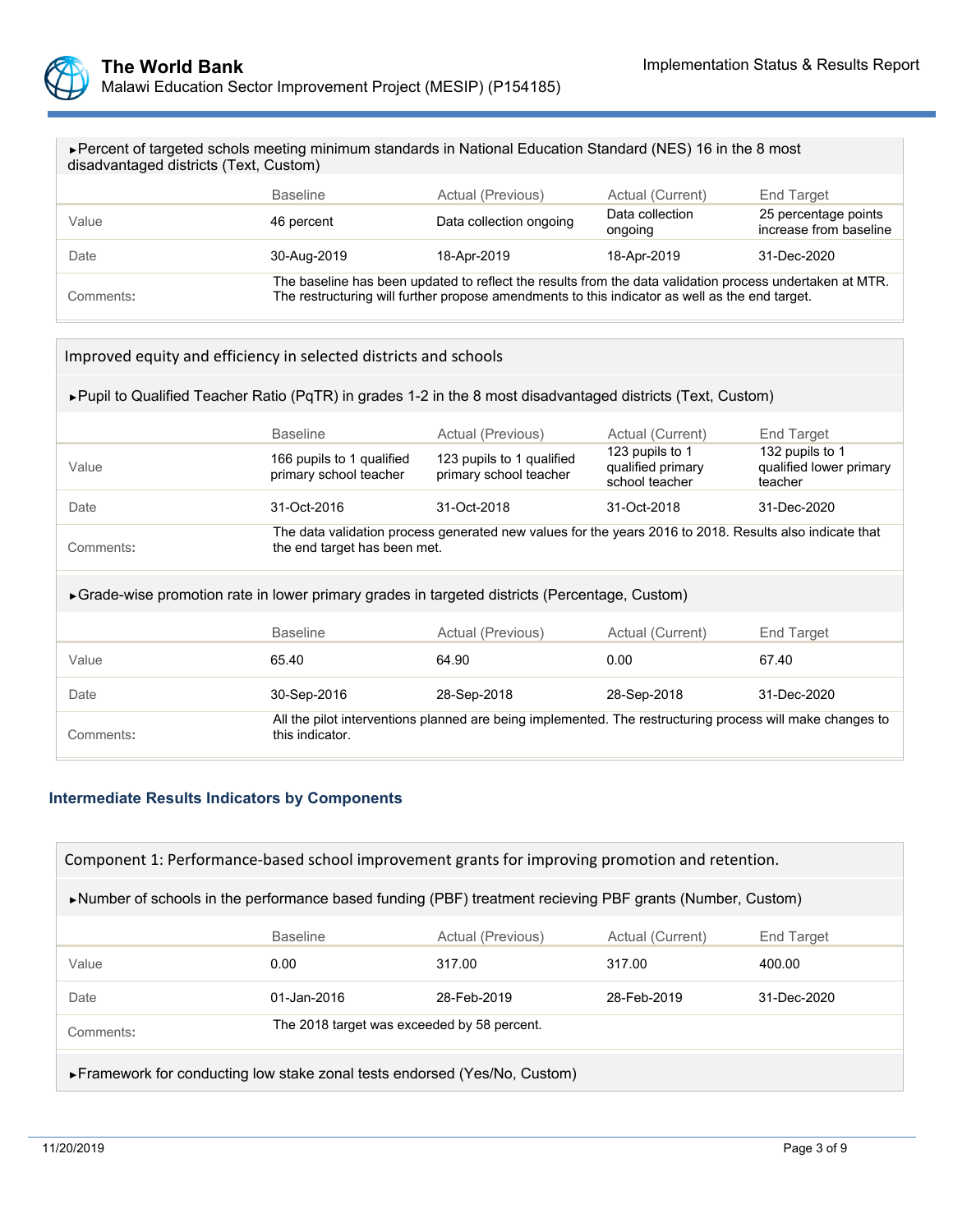▸Percent of targeted schols meeting minimum standards in National Education Standard (NES) 16 in the 8 most disadvantaged districts (Text, Custom)

| | Baseline | Actual (Previous) | Actual (Current) | End Target |
|---|---|---|---|---|
| Value | 46 percent | Data collection ongoing | Data collection ongoing | 25 percentage points increase from baseline |
| Date | 30-Aug-2019 | 18-Apr-2019 | 18-Apr-2019 | 31-Dec-2020 |
| Comments: | The baseline has been updated to reflect the results from the data validation process undertaken at MTR. The restructuring will further propose amendments to this indicator as well as the end target. | | | |

### Improved equity and efficiency in selected districts and schools

▸Pupil to Qualified Teacher Ratio (PqTR) in grades 1-2 in the 8 most disadvantaged districts (Text, Custom)

| | Baseline | Actual (Previous) | Actual (Current) | End Target |
|---|---|---|---|---|
| Value | 166 pupils to 1 qualified primary school teacher | 123 pupils to 1 qualified primary school teacher | 123 pupils to 1 qualified primary school teacher | 132 pupils to 1 qualified lower primary teacher |
| Date | 31-Oct-2016 | 31-Oct-2018 | 31-Oct-2018 | 31-Dec-2020 |
| Comments: | The data validation process generated new values for the years 2016 to 2018. Results also indicate that the end target has been met. | | | |

▸Grade-wise promotion rate in lower primary grades in targeted districts (Percentage, Custom)

| | Baseline | Actual (Previous) | Actual (Current) | End Target |
|---|---|---|---|---|
| Value | 65.40 | 64.90 | 0.00 | 67.40 |
| Date | 30-Sep-2016 | 28-Sep-2018 | 28-Sep-2018 | 31-Dec-2020 |
| Comments: | All the pilot interventions planned are being implemented. The restructuring process will make changes to this indicator. | | | |

## Intermediate Results Indicators by Components

### Component 1: Performance-based school improvement grants for improving promotion and retention.

▸Number of schools in the performance based funding (PBF) treatment recieving PBF grants (Number, Custom)

| | Baseline | Actual (Previous) | Actual (Current) | End Target |
|---|---|---|---|---|
| Value | 0.00 | 317.00 | 317.00 | 400.00 |
| Date | 01-Jan-2016 | 28-Feb-2019 | 28-Feb-2019 | 31-Dec-2020 |
| Comments: | The 2018 target was exceeded by 58 percent. | | | |

▸Framework for conducting low stake zonal tests endorsed (Yes/No, Custom)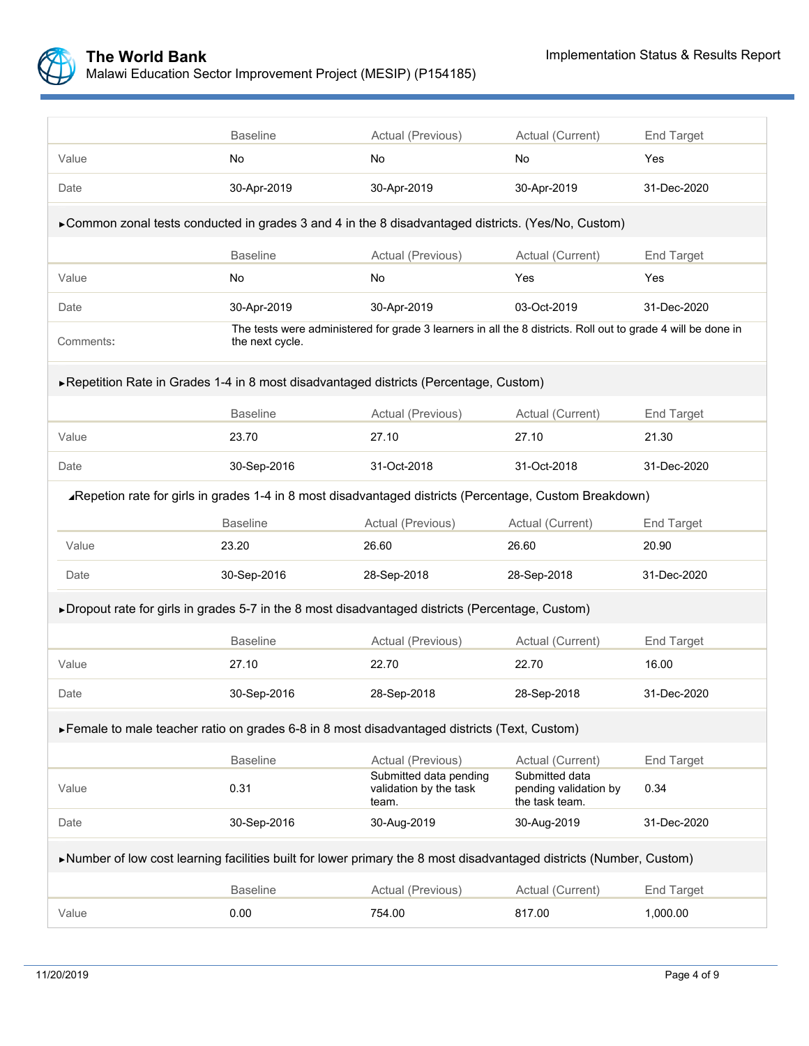| | Baseline | Actual (Previous) | Actual (Current) | End Target |
|---|---|---|---|---|
| Value | No | No | No | Yes |
| Date | 30-Apr-2019 | 30-Apr-2019 | 30-Apr-2019 | 31-Dec-2020 |

►Common zonal tests conducted in grades 3 and 4 in the 8 disadvantaged districts. (Yes/No, Custom)

| | Baseline | Actual (Previous) | Actual (Current) | End Target |
|---|---|---|---|---|
| Value | No | No | Yes | Yes |
| Date | 30-Apr-2019 | 30-Apr-2019 | 03-Oct-2019 | 31-Dec-2020 |
| Comments: | The tests were administered for grade 3 learners in all the 8 districts. Roll out to grade 4 will be done in the next cycle. | | | |

►Repetition Rate in Grades 1-4 in 8 most disadvantaged districts (Percentage, Custom)

| | Baseline | Actual (Previous) | Actual (Current) | End Target |
|---|---|---|---|---|
| Value | 23.70 | 27.10 | 27.10 | 21.30 |
| Date | 30-Sep-2016 | 31-Oct-2018 | 31-Oct-2018 | 31-Dec-2020 |

◢Repetion rate for girls in grades 1-4 in 8 most disadvantaged districts (Percentage, Custom Breakdown)

| | Baseline | Actual (Previous) | Actual (Current) | End Target |
|---|---|---|---|---|
| Value | 23.20 | 26.60 | 26.60 | 20.90 |
| Date | 30-Sep-2016 | 28-Sep-2018 | 28-Sep-2018 | 31-Dec-2020 |

►Dropout rate for girls in grades 5-7 in the 8 most disadvantaged districts (Percentage, Custom)

| | Baseline | Actual (Previous) | Actual (Current) | End Target |
|---|---|---|---|---|
| Value | 27.10 | 22.70 | 22.70 | 16.00 |
| Date | 30-Sep-2016 | 28-Sep-2018 | 28-Sep-2018 | 31-Dec-2020 |

►Female to male teacher ratio on grades 6-8 in 8 most disadvantaged districts (Text, Custom)

| | Baseline | Actual (Previous) | Actual (Current) | End Target |
|---|---|---|---|---|
| Value | 0.31 | Submitted data pending validation by the task team. | Submitted data pending validation by the task team. | 0.34 |
| Date | 30-Sep-2016 | 30-Aug-2019 | 30-Aug-2019 | 31-Dec-2020 |

►Number of low cost learning facilities built for lower primary the 8 most disadvantaged districts (Number, Custom)

| | Baseline | Actual (Previous) | Actual (Current) | End Target |
|---|---|---|---|---|
| Value | 0.00 | 754.00 | 817.00 | 1,000.00 |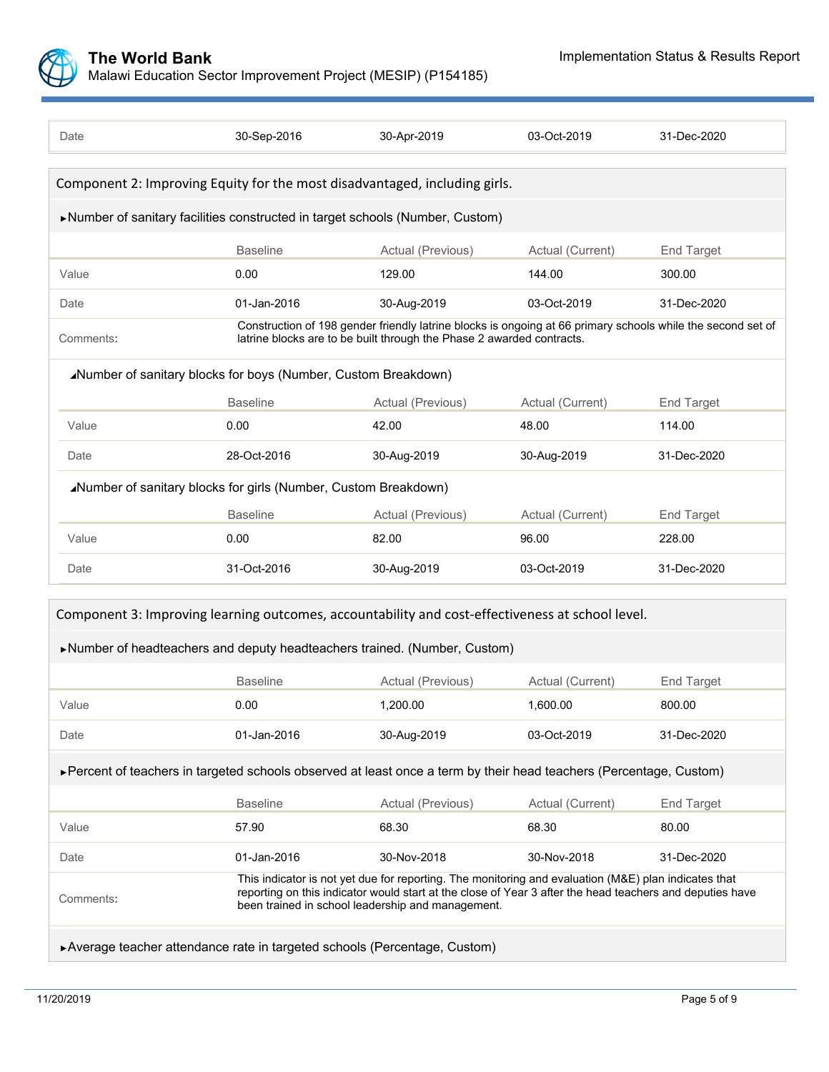| Date | 30-Sep-2016 | 30-Apr-2019 | 03-Oct-2019 | 31-Dec-2020 |
|---|---|---|---|---|

## Component 2: Improving Equity for the most disadvantaged, including girls.

### ►Number of sanitary facilities constructed in target schools (Number, Custom)

| | Baseline | Actual (Previous) | Actual (Current) | End Target |
|---|---|---|---|---|
| Value | 0.00 | 129.00 | 144.00 | 300.00 |
| Date | 01-Jan-2016 | 30-Aug-2019 | 03-Oct-2019 | 31-Dec-2020 |
| Comments: | Construction of 198 gender friendly latrine blocks is ongoing at 66 primary schools while the second set of latrine blocks are to be built through the Phase 2 awarded contracts. | | | |

#### ◢Number of sanitary blocks for boys (Number, Custom Breakdown)

| | Baseline | Actual (Previous) | Actual (Current) | End Target |
|---|---|---|---|---|
| Value | 0.00 | 42.00 | 48.00 | 114.00 |
| Date | 28-Oct-2016 | 30-Aug-2019 | 30-Aug-2019 | 31-Dec-2020 |

#### ◢Number of sanitary blocks for girls (Number, Custom Breakdown)

| | Baseline | Actual (Previous) | Actual (Current) | End Target |
|---|---|---|---|---|
| Value | 0.00 | 82.00 | 96.00 | 228.00 |
| Date | 31-Oct-2016 | 30-Aug-2019 | 03-Oct-2019 | 31-Dec-2020 |

## Component 3: Improving learning outcomes, accountability and cost-effectiveness at school level.

### ►Number of headteachers and deputy headteachers trained. (Number, Custom)

| | Baseline | Actual (Previous) | Actual (Current) | End Target |
|---|---|---|---|---|
| Value | 0.00 | 1,200.00 | 1,600.00 | 800.00 |
| Date | 01-Jan-2016 | 30-Aug-2019 | 03-Oct-2019 | 31-Dec-2020 |

### ►Percent of teachers in targeted schools observed at least once a term by their head teachers (Percentage, Custom)

| | Baseline | Actual (Previous) | Actual (Current) | End Target |
|---|---|---|---|---|
| Value | 57.90 | 68.30 | 68.30 | 80.00 |
| Date | 01-Jan-2016 | 30-Nov-2018 | 30-Nov-2018 | 31-Dec-2020 |
| Comments: | This indicator is not yet due for reporting. The monitoring and evaluation (M&E) plan indicates that reporting on this indicator would start at the close of Year 3 after the head teachers and deputies have been trained in school leadership and management. | | | |

### ►Average teacher attendance rate in targeted schools (Percentage, Custom)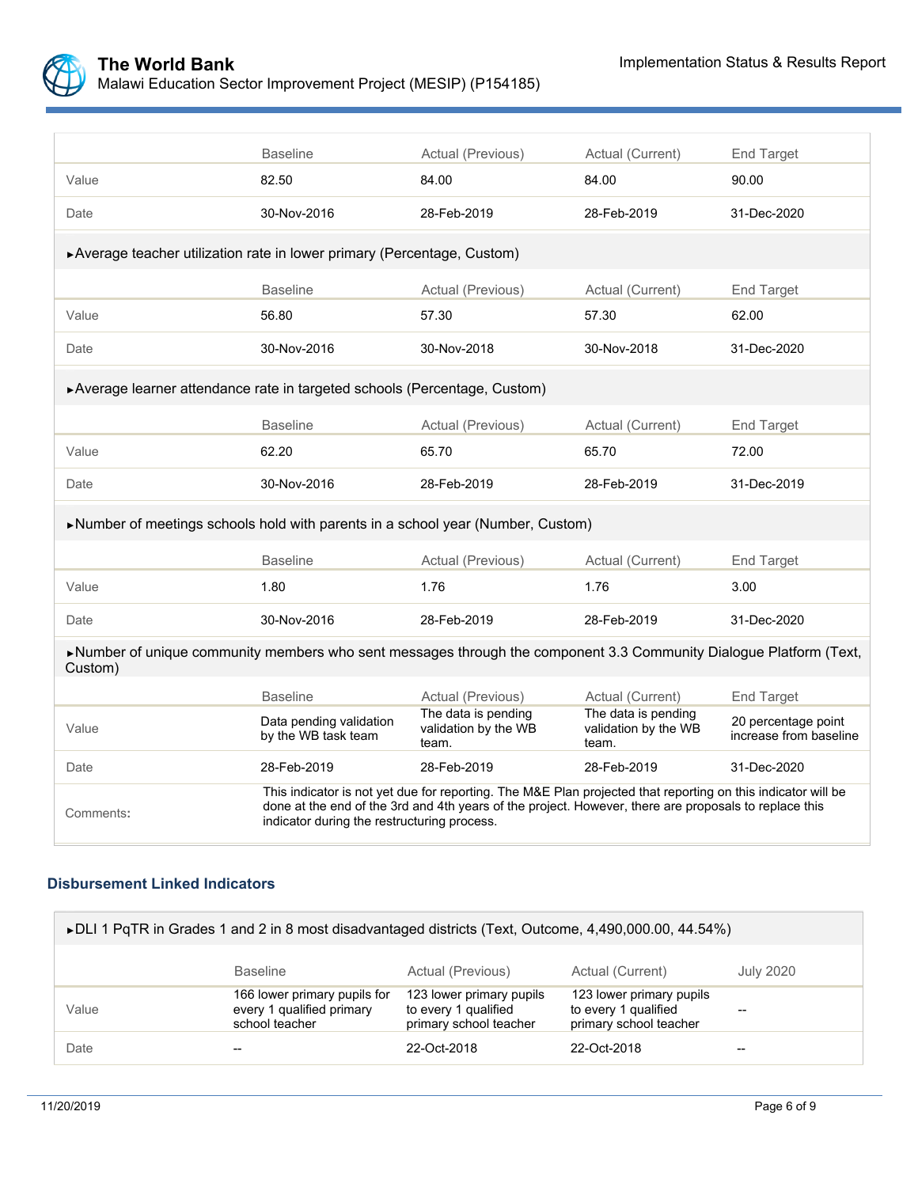| | Baseline | Actual (Previous) | Actual (Current) | End Target |
|---|---|---|---|---|
| Value | 82.50 | 84.00 | 84.00 | 90.00 |
| Date | 30-Nov-2016 | 28-Feb-2019 | 28-Feb-2019 | 31-Dec-2020 |

▸Average teacher utilization rate in lower primary (Percentage, Custom)

| | Baseline | Actual (Previous) | Actual (Current) | End Target |
|---|---|---|---|---|
| Value | 56.80 | 57.30 | 57.30 | 62.00 |
| Date | 30-Nov-2016 | 30-Nov-2018 | 30-Nov-2018 | 31-Dec-2020 |

▸Average learner attendance rate in targeted schools (Percentage, Custom)

| | Baseline | Actual (Previous) | Actual (Current) | End Target |
|---|---|---|---|---|
| Value | 62.20 | 65.70 | 65.70 | 72.00 |
| Date | 30-Nov-2016 | 28-Feb-2019 | 28-Feb-2019 | 31-Dec-2019 |

▸Number of meetings schools hold with parents in a school year (Number, Custom)

| | Baseline | Actual (Previous) | Actual (Current) | End Target |
|---|---|---|---|---|
| Value | 1.80 | 1.76 | 1.76 | 3.00 |
| Date | 30-Nov-2016 | 28-Feb-2019 | 28-Feb-2019 | 31-Dec-2020 |

▸Number of unique community members who sent messages through the component 3.3 Community Dialogue Platform (Text, Custom)

| | Baseline | Actual (Previous) | Actual (Current) | End Target |
|---|---|---|---|---|
| Value | Data pending validation by the WB task team | The data is pending validation by the WB team. | The data is pending validation by the WB team. | 20 percentage point increase from baseline |
| Date | 28-Feb-2019 | 28-Feb-2019 | 28-Feb-2019 | 31-Dec-2020 |
| Comments: | This indicator is not yet due for reporting. The M&E Plan projected that reporting on this indicator will be done at the end of the 3rd and 4th years of the project. However, there are proposals to replace this indicator during the restructuring process. | | | |

### Disbursement Linked Indicators

▸DLI 1 PqTR in Grades 1 and 2 in 8 most disadvantaged districts (Text, Outcome, 4,490,000.00, 44.54%)

| | Baseline | Actual (Previous) | Actual (Current) | July 2020 |
|---|---|---|---|---|
| Value | 166 lower primary pupils for every 1 qualified primary school teacher | 123 lower primary pupils to every 1 qualified primary school teacher | 123 lower primary pupils to every 1 qualified primary school teacher | -- |
| Date | -- | 22-Oct-2018 | 22-Oct-2018 | -- |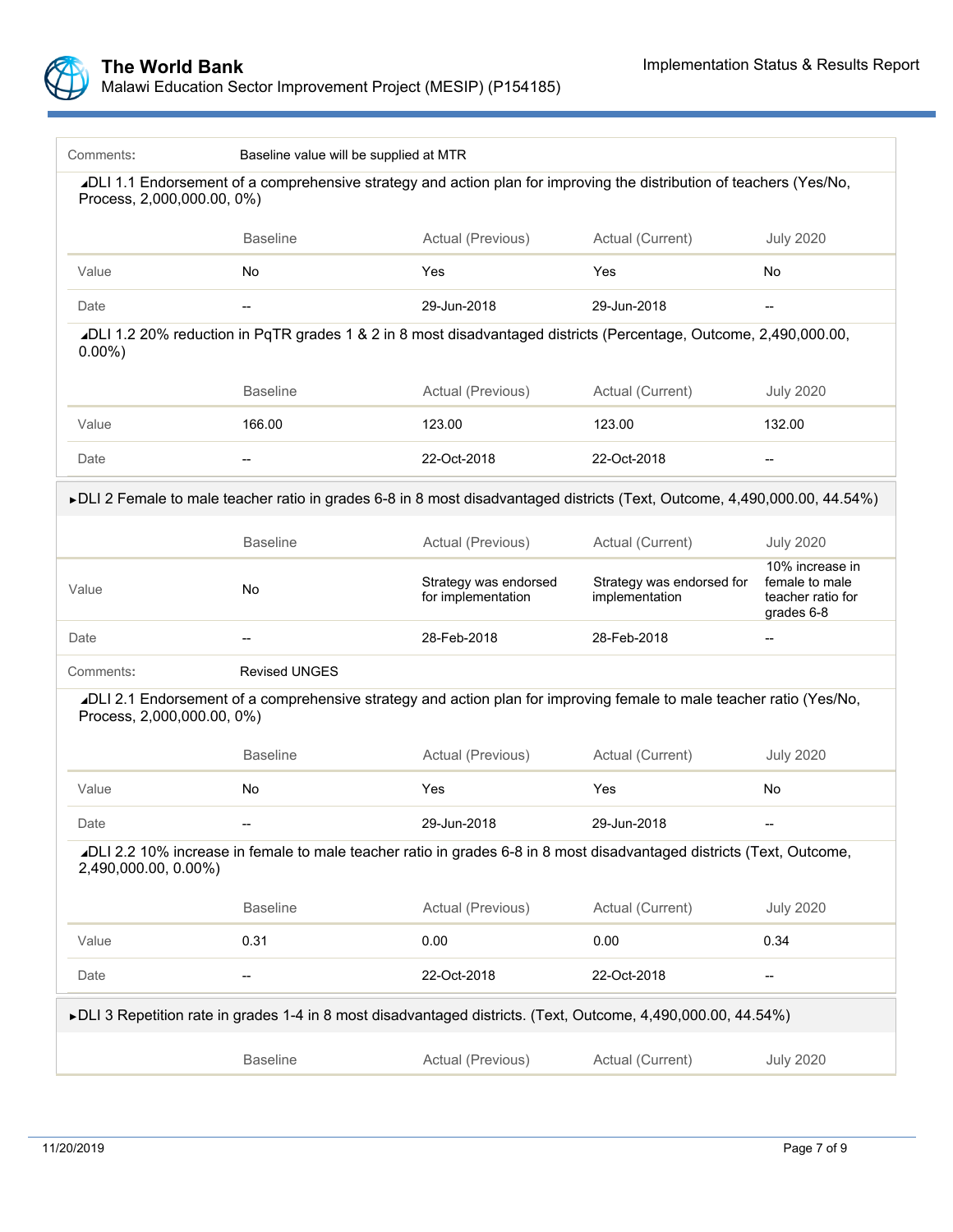| | |
|---|---|
| Comments: | Baseline value will be supplied at MTR |

◢DLI 1.1 Endorsement of a comprehensive strategy and action plan for improving the distribution of teachers (Yes/No, Process, 2,000,000.00, 0%)

| | Baseline | Actual (Previous) | Actual (Current) | July 2020 |
|---|---|---|---|---|
| Value | No | Yes | Yes | No |
| Date | -- | 29-Jun-2018 | 29-Jun-2018 | -- |

◢DLI 1.2 20% reduction in PqTR grades 1 & 2 in 8 most disadvantaged districts (Percentage, Outcome, 2,490,000.00, 0.00%)

| | Baseline | Actual (Previous) | Actual (Current) | July 2020 |
|---|---|---|---|---|
| Value | 166.00 | 123.00 | 123.00 | 132.00 |
| Date | -- | 22-Oct-2018 | 22-Oct-2018 | -- |

►DLI 2 Female to male teacher ratio in grades 6-8 in 8 most disadvantaged districts (Text, Outcome, 4,490,000.00, 44.54%)

| | Baseline | Actual (Previous) | Actual (Current) | July 2020 |
|---|---|---|---|---|
| Value | No | Strategy was endorsed for implementation | Strategy was endorsed for implementation | 10% increase in female to male teacher ratio for grades 6-8 |
| Date | -- | 28-Feb-2018 | 28-Feb-2018 | -- |

| | |
|---|---|
| Comments: | Revised UNGES |

◢DLI 2.1 Endorsement of a comprehensive strategy and action plan for improving female to male teacher ratio (Yes/No, Process, 2,000,000.00, 0%)

| | Baseline | Actual (Previous) | Actual (Current) | July 2020 |
|---|---|---|---|---|
| Value | No | Yes | Yes | No |
| Date | -- | 29-Jun-2018 | 29-Jun-2018 | -- |

◢DLI 2.2 10% increase in female to male teacher ratio in grades 6-8 in 8 most disadvantaged districts (Text, Outcome, 2,490,000.00, 0.00%)

| | Baseline | Actual (Previous) | Actual (Current) | July 2020 |
|---|---|---|---|---|
| Value | 0.31 | 0.00 | 0.00 | 0.34 |
| Date | -- | 22-Oct-2018 | 22-Oct-2018 | -- |

►DLI 3 Repetition rate in grades 1-4 in 8 most disadvantaged districts. (Text, Outcome, 4,490,000.00, 44.54%)

| | Baseline | Actual (Previous) | Actual (Current) | July 2020 |
|---|---|---|---|---|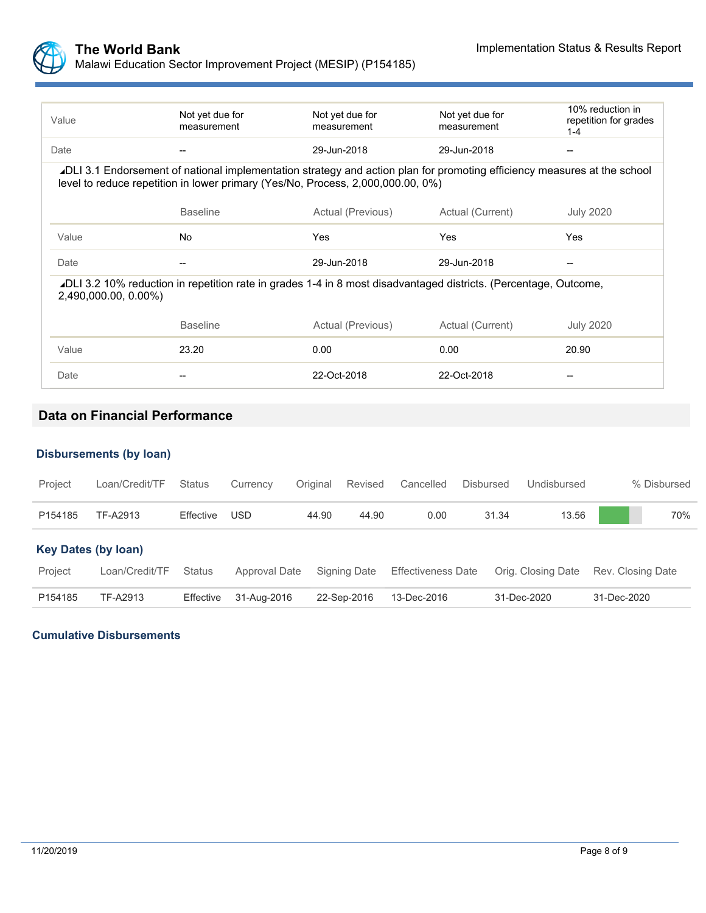| | | | | |
|---|---|---|---|---|
| Value | Not yet due for measurement | Not yet due for measurement | Not yet due for measurement | 10% reduction in repetition for grades 1-4 |
| Date | -- | 29-Jun-2018 | 29-Jun-2018 | -- |

DLI 3.1 Endorsement of national implementation strategy and action plan for promoting efficiency measures at the school level to reduce repetition in lower primary (Yes/No, Process, 2,000,000.00, 0%)

| | Baseline | Actual (Previous) | Actual (Current) | July 2020 |
|---|---|---|---|---|
| Value | No | Yes | Yes | Yes |
| Date | -- | 29-Jun-2018 | 29-Jun-2018 | -- |

DLI 3.2 10% reduction in repetition rate in grades 1-4 in 8 most disadvantaged districts. (Percentage, Outcome, 2,490,000.00, 0.00%)

| | Baseline | Actual (Previous) | Actual (Current) | July 2020 |
|---|---|---|---|---|
| Value | 23.20 | 0.00 | 0.00 | 20.90 |
| Date | -- | 22-Oct-2018 | 22-Oct-2018 | -- |

## Data on Financial Performance

### Disbursements (by loan)

| Project | Loan/Credit/TF | Status | Currency | Original | Revised | Cancelled | Disbursed | Undisbursed | % Disbursed |
|---|---|---|---|---|---|---|---|---|---|
| P154185 | TF-A2913 | Effective | USD | 44.90 | 44.90 | 0.00 | 31.34 | 13.56 | 70% |

### Key Dates (by loan)

| Project | Loan/Credit/TF | Status | Approval Date | Signing Date | Effectiveness Date | Orig. Closing Date | Rev. Closing Date |
|---|---|---|---|---|---|---|---|
| P154185 | TF-A2913 | Effective | 31-Aug-2016 | 22-Sep-2016 | 13-Dec-2016 | 31-Dec-2020 | 31-Dec-2020 |

### Cumulative Disbursements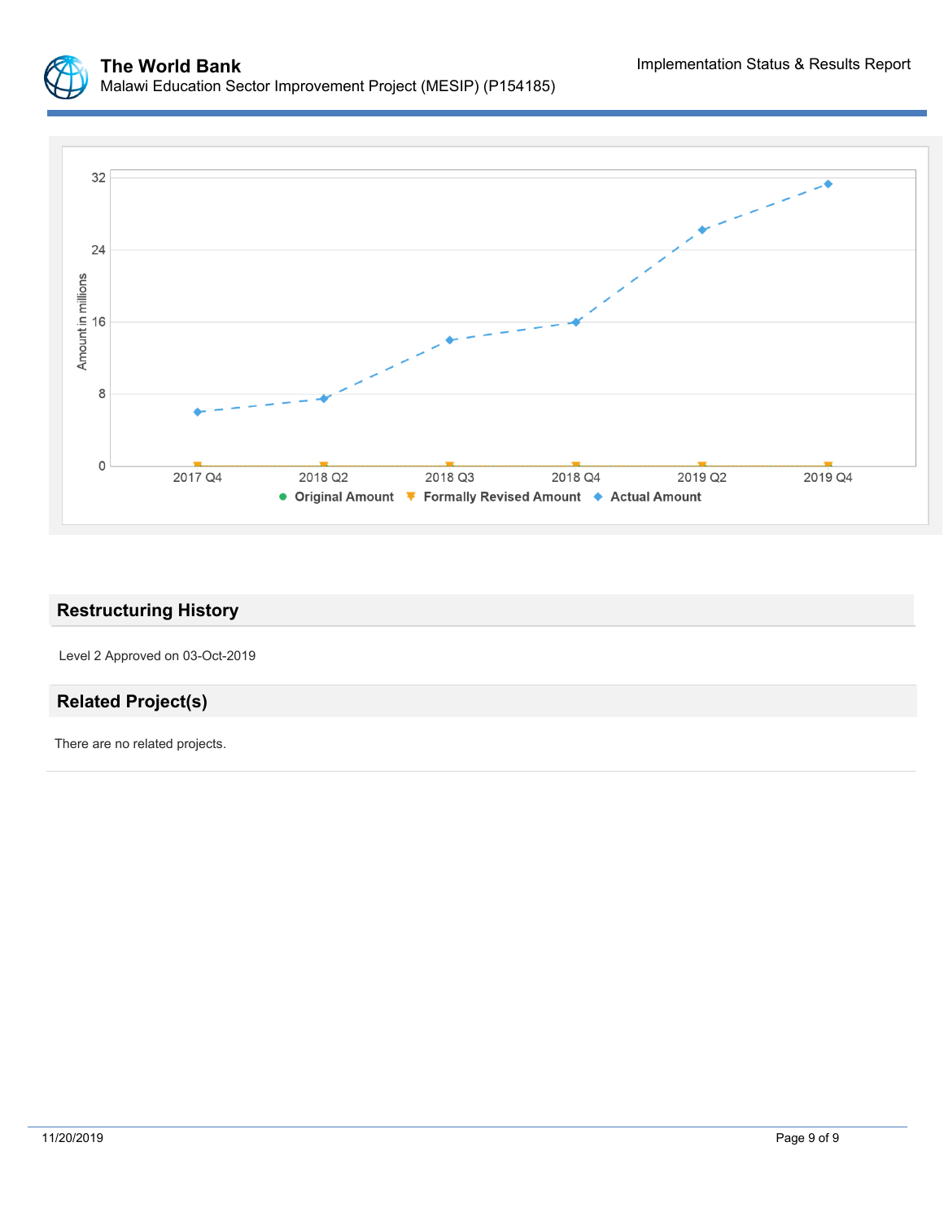32
24
16
8
0
Amount in millions
2017 Q4
2018 Q2
2018 Q3
2018 Q4
2019 Q2
2019 Q4
Original Amount
Formally Revised Amount
Actual Amount

## Restructuring History

Level 2 Approved on 03-Oct-2019

## Related Project(s)

There are no related projects.